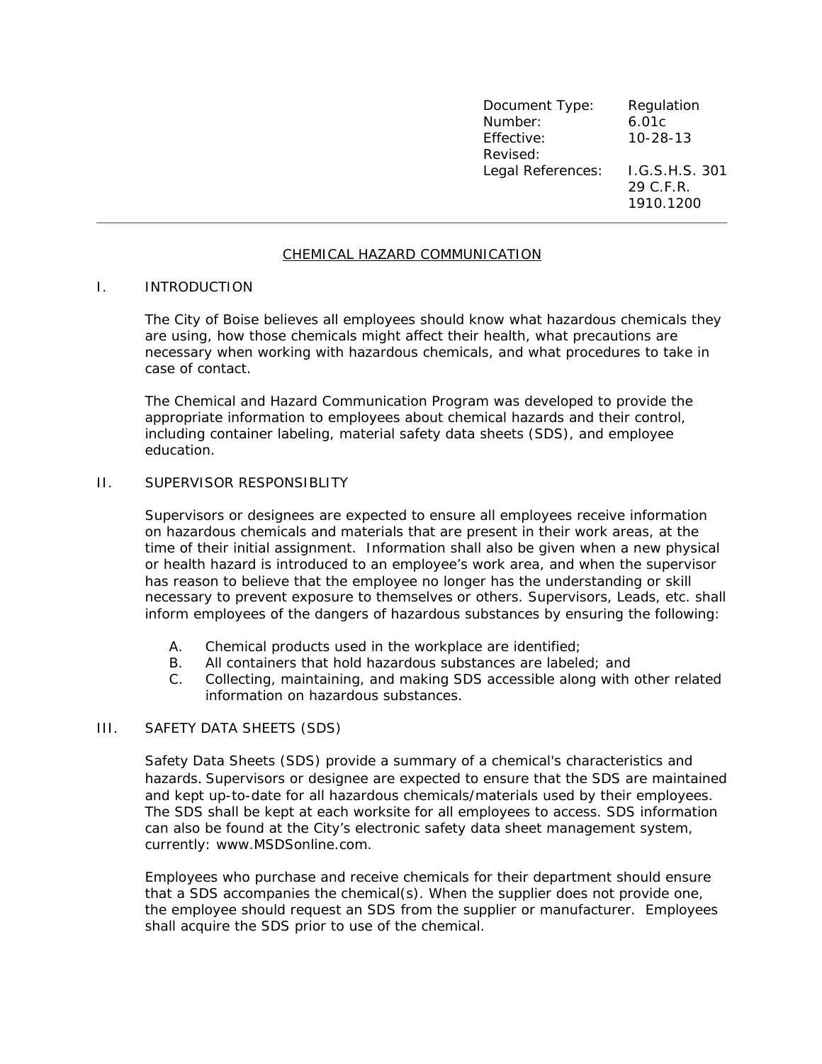| Document Type: | Regulation |
| --- | --- |
| Number: | 6.01c |
| Effective: | 10-28-13 |
| Revised: | |
| Legal References: | I.G.S.H.S. 301<br>29 C.F.R. 1910.1200 |

---

# CHEMICAL HAZARD COMMUNICATION

## I. INTRODUCTION

The City of Boise believes all employees should know what hazardous chemicals they are using, how those chemicals might affect their health, what precautions are necessary when working with hazardous chemicals, and what procedures to take in case of contact.

The Chemical and Hazard Communication Program was developed to provide the appropriate information to employees about chemical hazards and their control, including container labeling, material safety data sheets (SDS), and employee education.

## II. SUPERVISOR RESPONSIBLITY

Supervisors or designees are expected to ensure all employees receive information on hazardous chemicals and materials that are present in their work areas, at the time of their initial assignment. Information shall also be given when a new physical or health hazard is introduced to an employee's work area, and when the supervisor has reason to believe that the employee no longer has the understanding or skill necessary to prevent exposure to themselves or others. Supervisors, Leads, etc. shall inform employees of the dangers of hazardous substances by ensuring the following:

A. Chemical products used in the workplace are identified;
B. All containers that hold hazardous substances are labeled; and
C. Collecting, maintaining, and making SDS accessible along with other related information on hazardous substances.

## III. SAFETY DATA SHEETS (SDS)

Safety Data Sheets (SDS) provide a summary of a chemical's characteristics and hazards. Supervisors or designee are expected to ensure that the SDS are maintained and kept up-to-date for all hazardous chemicals/materials used by their employees. The SDS shall be kept at each worksite for all employees to access. SDS information can also be found at the City's electronic safety data sheet management system, currently: www.MSDSonline.com.

Employees who purchase and receive chemicals for their department should ensure that a SDS accompanies the chemical(s). When the supplier does not provide one, the employee should request an SDS from the supplier or manufacturer. Employees shall acquire the SDS prior to use of the chemical.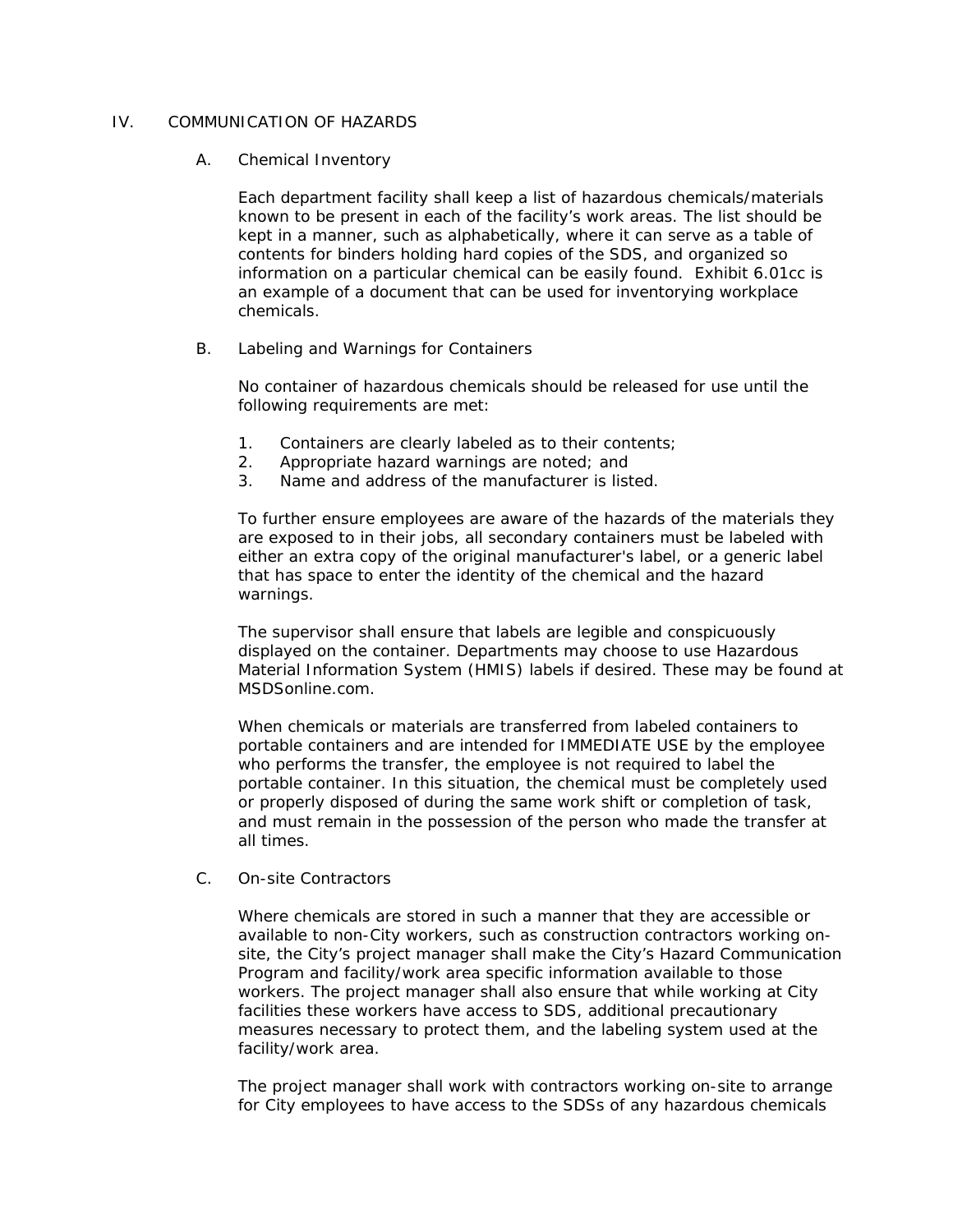## IV. COMMUNICATION OF HAZARDS

### A. Chemical Inventory

Each department facility shall keep a list of hazardous chemicals/materials known to be present in each of the facility's work areas. The list should be kept in a manner, such as alphabetically, where it can serve as a table of contents for binders holding hard copies of the SDS, and organized so information on a particular chemical can be easily found. Exhibit 6.01cc is an example of a document that can be used for inventorying workplace chemicals.

### B. Labeling and Warnings for Containers

No container of hazardous chemicals should be released for use until the following requirements are met:

1. Containers are clearly labeled as to their contents;
2. Appropriate hazard warnings are noted; and
3. Name and address of the manufacturer is listed.

To further ensure employees are aware of the hazards of the materials they are exposed to in their jobs, all secondary containers must be labeled with either an extra copy of the original manufacturer's label, or a generic label that has space to enter the identity of the chemical and the hazard warnings.

The supervisor shall ensure that labels are legible and conspicuously displayed on the container. Departments may choose to use Hazardous Material Information System (HMIS) labels if desired. These may be found at MSDSonline.com.

When chemicals or materials are transferred from labeled containers to portable containers and are intended for IMMEDIATE USE by the employee who performs the transfer, the employee is not required to label the portable container. In this situation, the chemical must be completely used or properly disposed of during the same work shift or completion of task, and must remain in the possession of the person who made the transfer at all times.

### C. On-site Contractors

Where chemicals are stored in such a manner that they are accessible or available to non-City workers, such as construction contractors working on-site, the City's project manager shall make the City's Hazard Communication Program and facility/work area specific information available to those workers. The project manager shall also ensure that while working at City facilities these workers have access to SDS, additional precautionary measures necessary to protect them, and the labeling system used at the facility/work area.

The project manager shall work with contractors working on-site to arrange for City employees to have access to the SDSs of any hazardous chemicals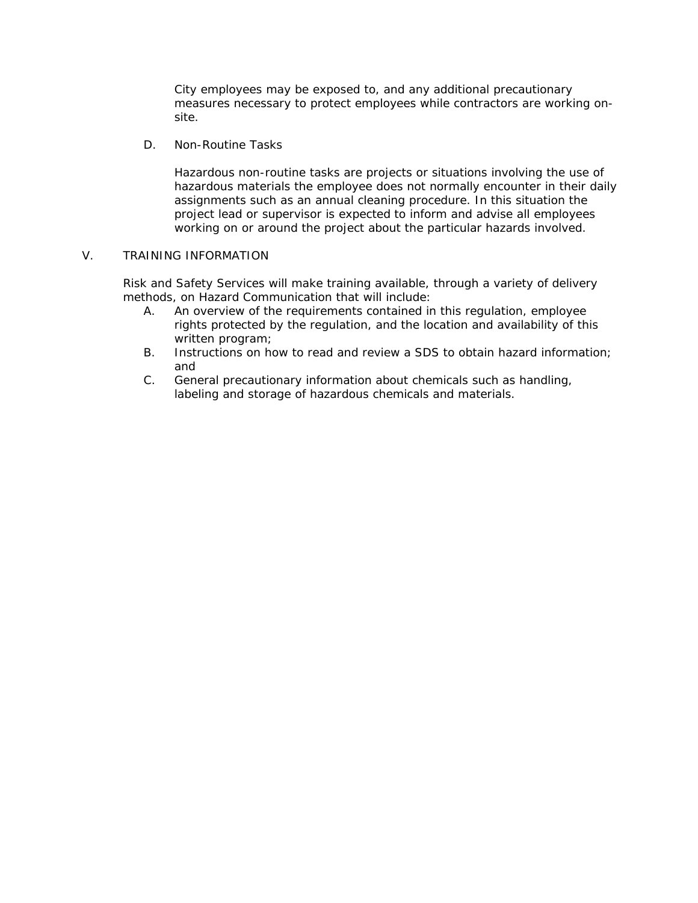City employees may be exposed to, and any additional precautionary measures necessary to protect employees while contractors are working on-site.

D. Non-Routine Tasks

Hazardous non-routine tasks are projects or situations involving the use of hazardous materials the employee does not normally encounter in their daily assignments such as an annual cleaning procedure. In this situation the project lead or supervisor is expected to inform and advise all employees working on or around the project about the particular hazards involved.

## V. TRAINING INFORMATION

Risk and Safety Services will make training available, through a variety of delivery methods, on Hazard Communication that will include:

A. An overview of the requirements contained in this regulation, employee rights protected by the regulation, and the location and availability of this written program;

B. Instructions on how to read and review a SDS to obtain hazard information; and

C. General precautionary information about chemicals such as handling, labeling and storage of hazardous chemicals and materials.